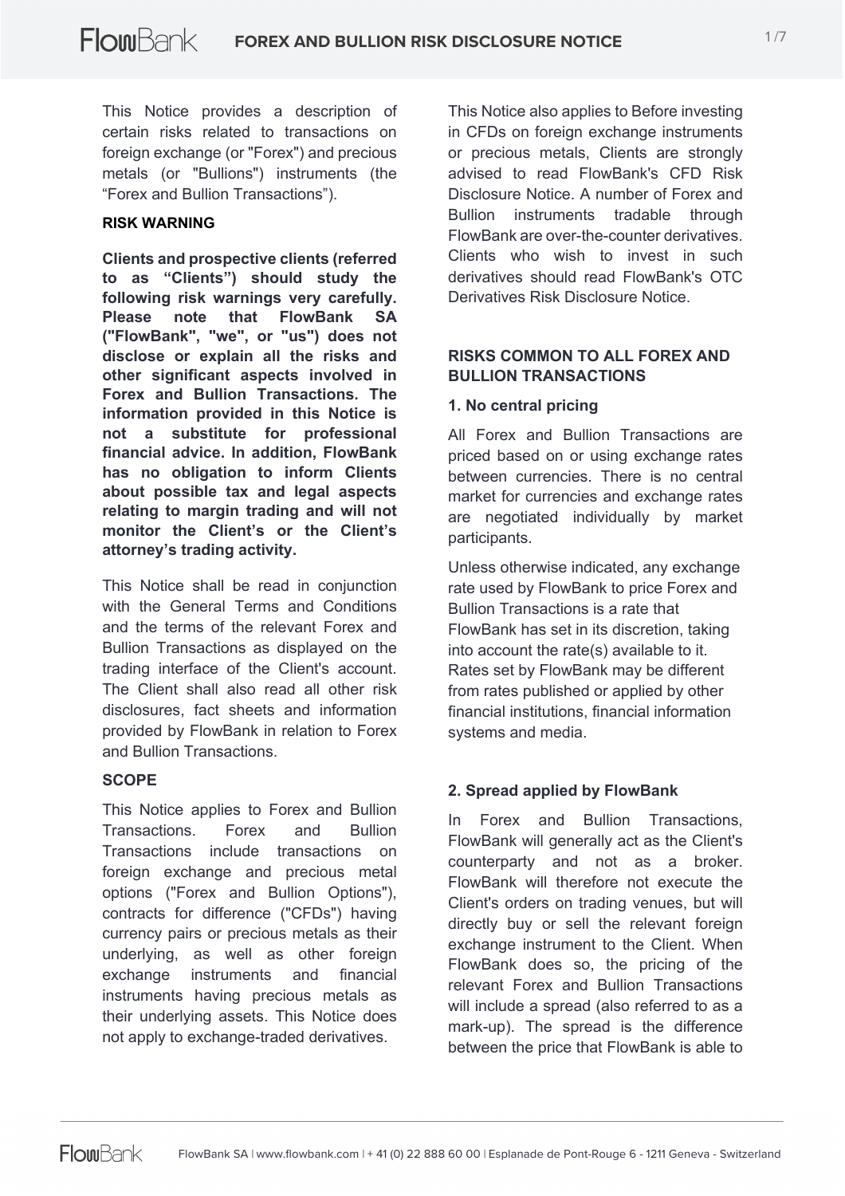This Notice provides a description of certain risks related to transactions on foreign exchange (or "Forex") and precious metals (or "Bullions") instruments (the “Forex and Bullion Transactions”).

**RISK WARNING**

**Clients and prospective clients (referred to as “Clients”) should study the following risk warnings very carefully. Please note that FlowBank SA ("FlowBank", "we", or "us") does not disclose or explain all the risks and other significant aspects involved in Forex and Bullion Transactions. The information provided in this Notice is not a substitute for professional financial advice. In addition, FlowBank has no obligation to inform Clients about possible tax and legal aspects relating to margin trading and will not monitor the Client’s or the Client’s attorney’s trading activity.**

This Notice shall be read in conjunction with the General Terms and Conditions and the terms of the relevant Forex and Bullion Transactions as displayed on the trading interface of the Client's account. The Client shall also read all other risk disclosures, fact sheets and information provided by FlowBank in relation to Forex and Bullion Transactions.

**SCOPE**

This Notice applies to Forex and Bullion Transactions. Forex and Bullion Transactions include transactions on foreign exchange and precious metal options ("Forex and Bullion Options"), contracts for difference ("CFDs") having currency pairs or precious metals as their underlying, as well as other foreign exchange instruments and financial instruments having precious metals as their underlying assets. This Notice does not apply to exchange-traded derivatives.

This Notice also applies to Before investing in CFDs on foreign exchange instruments or precious metals, Clients are strongly advised to read FlowBank's CFD Risk Disclosure Notice. A number of Forex and Bullion instruments tradable through FlowBank are over-the-counter derivatives. Clients who wish to invest in such derivatives should read FlowBank's OTC Derivatives Risk Disclosure Notice.

**RISKS COMMON TO ALL FOREX AND BULLION TRANSACTIONS**

**1. No central pricing**

All Forex and Bullion Transactions are priced based on or using exchange rates between currencies. There is no central market for currencies and exchange rates are negotiated individually by market participants.

Unless otherwise indicated, any exchange rate used by FlowBank to price Forex and Bullion Transactions is a rate that FlowBank has set in its discretion, taking into account the rate(s) available to it. Rates set by FlowBank may be different from rates published or applied by other financial institutions, financial information systems and media.

**2. Spread applied by FlowBank**

In Forex and Bullion Transactions, FlowBank will generally act as the Client's counterparty and not as a broker. FlowBank will therefore not execute the Client's orders on trading venues, but will directly buy or sell the relevant foreign exchange instrument to the Client. When FlowBank does so, the pricing of the relevant Forex and Bullion Transactions will include a spread (also referred to as a mark-up). The spread is the difference between the price that FlowBank is able to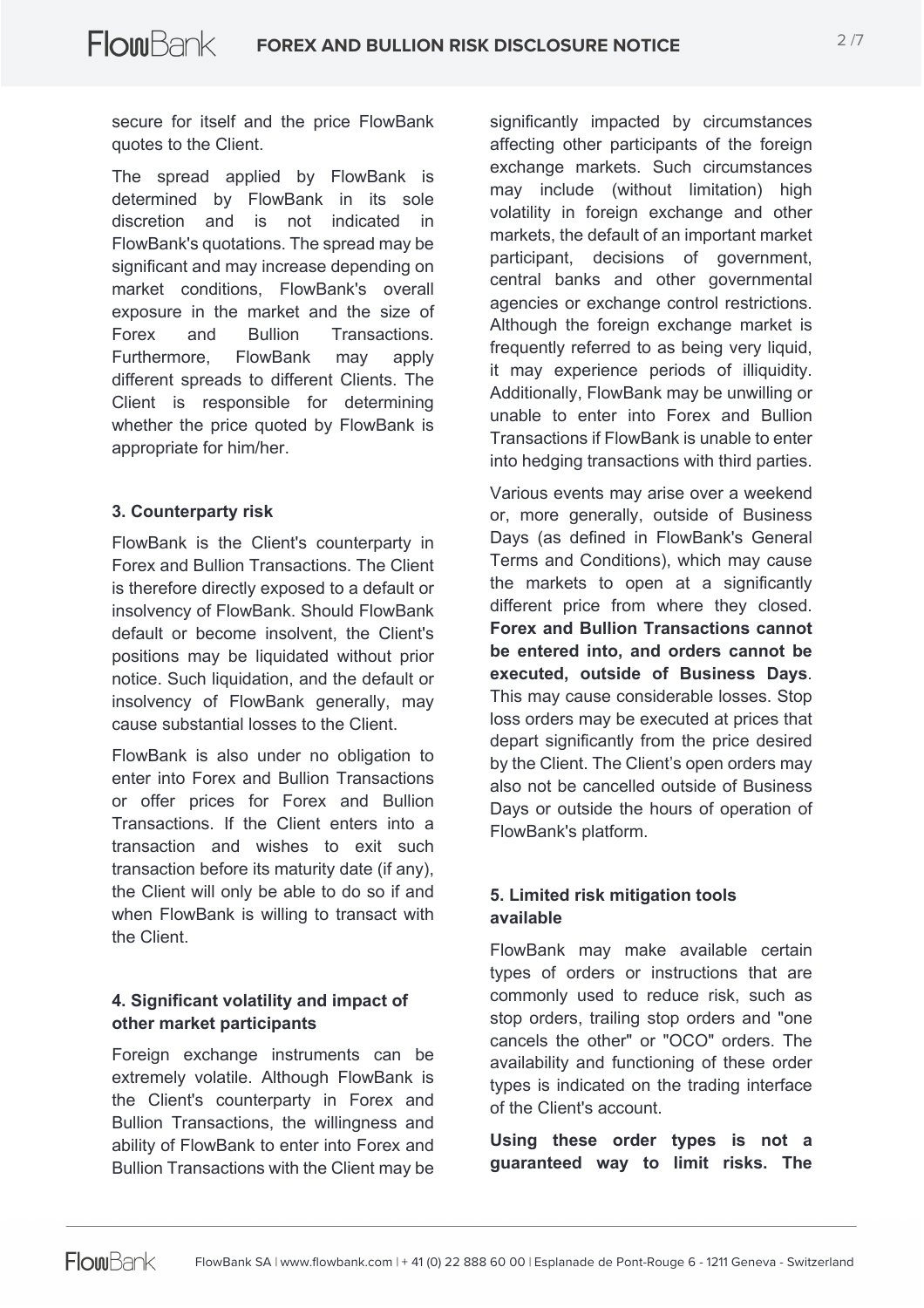secure for itself and the price FlowBank quotes to the Client.

The spread applied by FlowBank is determined by FlowBank in its sole discretion and is not indicated in FlowBank's quotations. The spread may be significant and may increase depending on market conditions, FlowBank's overall exposure in the market and the size of Forex and Bullion Transactions. Furthermore, FlowBank may apply different spreads to different Clients. The Client is responsible for determining whether the price quoted by FlowBank is appropriate for him/her.

#### 3. Counterparty risk

FlowBank is the Client's counterparty in Forex and Bullion Transactions. The Client is therefore directly exposed to a default or insolvency of FlowBank. Should FlowBank default or become insolvent, the Client's positions may be liquidated without prior notice. Such liquidation, and the default or insolvency of FlowBank generally, may cause substantial losses to the Client.

FlowBank is also under no obligation to enter into Forex and Bullion Transactions or offer prices for Forex and Bullion Transactions. If the Client enters into a transaction and wishes to exit such transaction before its maturity date (if any), the Client will only be able to do so if and when FlowBank is willing to transact with the Client.

#### 4. Significant volatility and impact of other market participants

Foreign exchange instruments can be extremely volatile. Although FlowBank is the Client's counterparty in Forex and Bullion Transactions, the willingness and ability of FlowBank to enter into Forex and Bullion Transactions with the Client may be significantly impacted by circumstances affecting other participants of the foreign exchange markets. Such circumstances may include (without limitation) high volatility in foreign exchange and other markets, the default of an important market participant, decisions of government, central banks and other governmental agencies or exchange control restrictions. Although the foreign exchange market is frequently referred to as being very liquid, it may experience periods of illiquidity. Additionally, FlowBank may be unwilling or unable to enter into Forex and Bullion Transactions if FlowBank is unable to enter into hedging transactions with third parties.

Various events may arise over a weekend or, more generally, outside of Business Days (as defined in FlowBank's General Terms and Conditions), which may cause the markets to open at a significantly different price from where they closed. **Forex and Bullion Transactions cannot be entered into, and orders cannot be executed, outside of Business Days**. This may cause considerable losses. Stop loss orders may be executed at prices that depart significantly from the price desired by the Client. The Client's open orders may also not be cancelled outside of Business Days or outside the hours of operation of FlowBank's platform.

#### 5. Limited risk mitigation tools available

FlowBank may make available certain types of orders or instructions that are commonly used to reduce risk, such as stop orders, trailing stop orders and "one cancels the other" or "OCO" orders. The availability and functioning of these order types is indicated on the trading interface of the Client's account.

**Using these order types is not a guaranteed way to limit risks. The**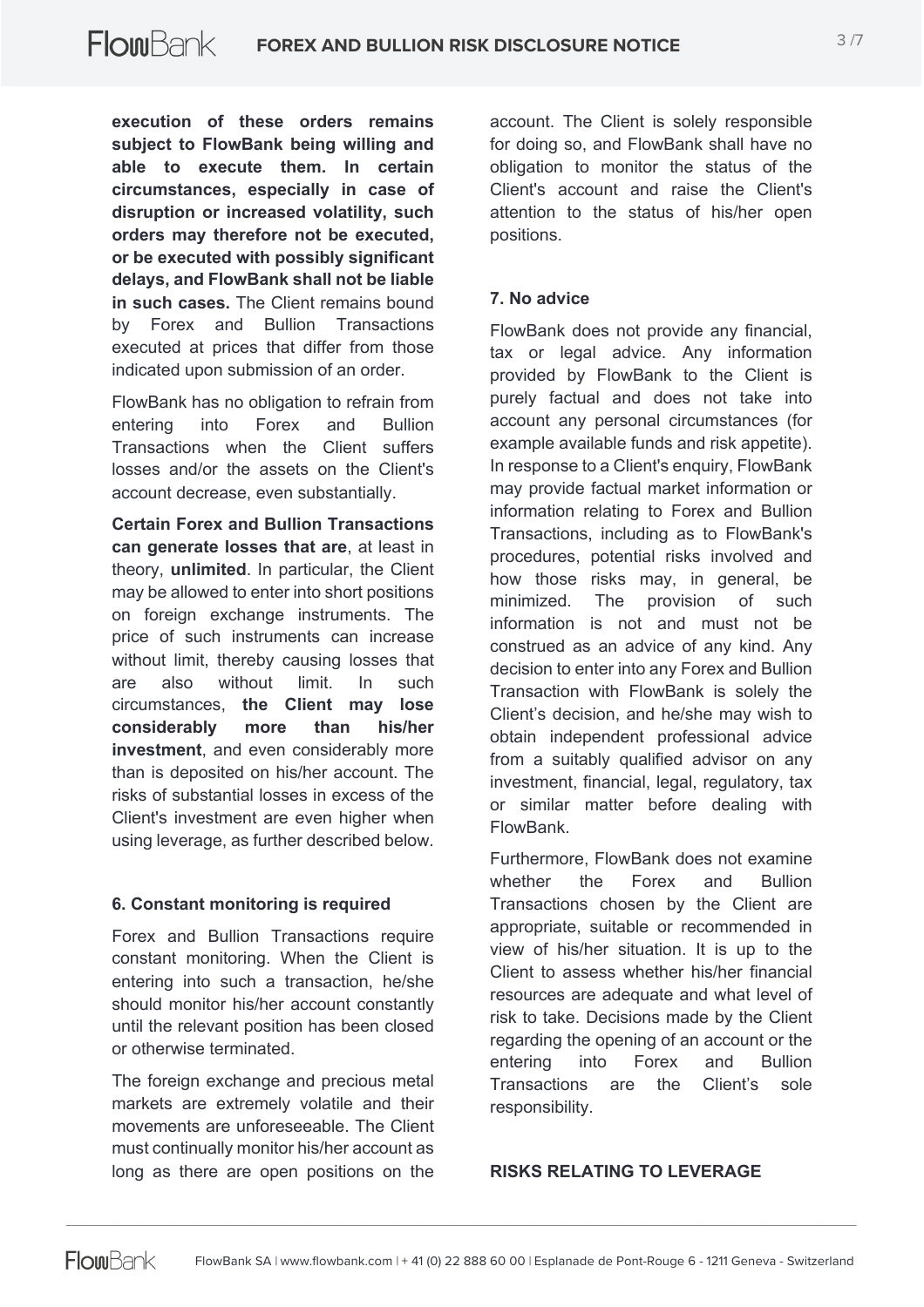**execution of these orders remains subject to FlowBank being willing and able to execute them. In certain circumstances, especially in case of disruption or increased volatility, such orders may therefore not be executed, or be executed with possibly significant delays, and FlowBank shall not be liable in such cases.** The Client remains bound by Forex and Bullion Transactions executed at prices that differ from those indicated upon submission of an order.

FlowBank has no obligation to refrain from entering into Forex and Bullion Transactions when the Client suffers losses and/or the assets on the Client's account decrease, even substantially.

**Certain Forex and Bullion Transactions can generate losses that are**, at least in theory, **unlimited**. In particular, the Client may be allowed to enter into short positions on foreign exchange instruments. The price of such instruments can increase without limit, thereby causing losses that are also without limit. In such circumstances, **the Client may lose considerably more than his/her investment**, and even considerably more than is deposited on his/her account. The risks of substantial losses in excess of the Client's investment are even higher when using leverage, as further described below.

### 6. Constant monitoring is required

Forex and Bullion Transactions require constant monitoring. When the Client is entering into such a transaction, he/she should monitor his/her account constantly until the relevant position has been closed or otherwise terminated.

The foreign exchange and precious metal markets are extremely volatile and their movements are unforeseeable. The Client must continually monitor his/her account as long as there are open positions on the account. The Client is solely responsible for doing so, and FlowBank shall have no obligation to monitor the status of the Client's account and raise the Client's attention to the status of his/her open positions.

### 7. No advice

FlowBank does not provide any financial, tax or legal advice. Any information provided by FlowBank to the Client is purely factual and does not take into account any personal circumstances (for example available funds and risk appetite). In response to a Client's enquiry, FlowBank may provide factual market information or information relating to Forex and Bullion Transactions, including as to FlowBank's procedures, potential risks involved and how those risks may, in general, be minimized. The provision of such information is not and must not be construed as an advice of any kind. Any decision to enter into any Forex and Bullion Transaction with FlowBank is solely the Client's decision, and he/she may wish to obtain independent professional advice from a suitably qualified advisor on any investment, financial, legal, regulatory, tax or similar matter before dealing with FlowBank.

Furthermore, FlowBank does not examine whether the Forex and Bullion Transactions chosen by the Client are appropriate, suitable or recommended in view of his/her situation. It is up to the Client to assess whether his/her financial resources are adequate and what level of risk to take. Decisions made by the Client regarding the opening of an account or the entering into Forex and Bullion Transactions are the Client's sole responsibility.

## RISKS RELATING TO LEVERAGE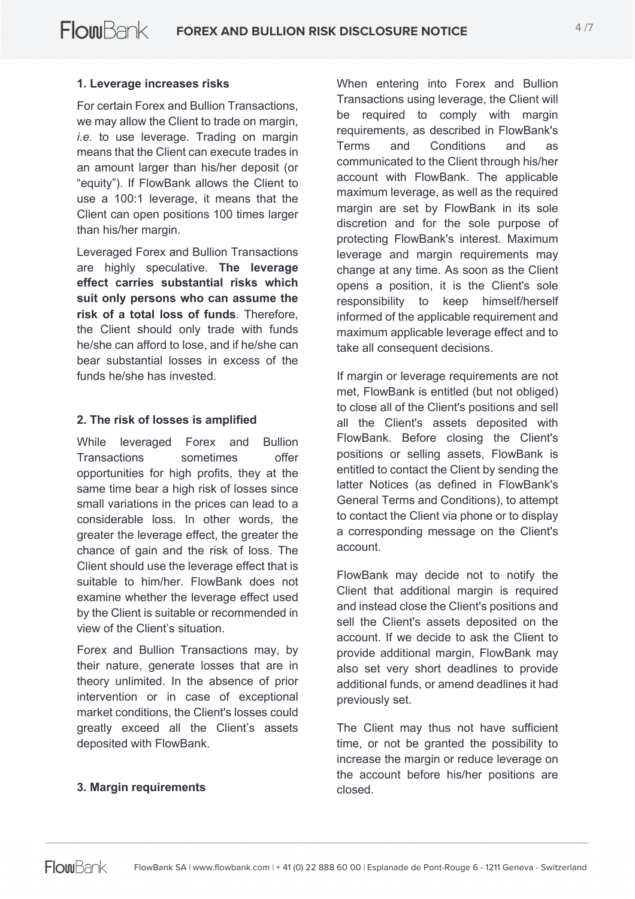## 1. Leverage increases risks

For certain Forex and Bullion Transactions, we may allow the Client to trade on margin, *i.e.* to use leverage. Trading on margin means that the Client can execute trades in an amount larger than his/her deposit (or "equity"). If FlowBank allows the Client to use a 100:1 leverage, it means that the Client can open positions 100 times larger than his/her margin.

Leveraged Forex and Bullion Transactions are highly speculative. **The leverage effect carries substantial risks which suit only persons who can assume the risk of a total loss of funds**. Therefore, the Client should only trade with funds he/she can afford to lose, and if he/she can bear substantial losses in excess of the funds he/she has invested.

## 2. The risk of losses is amplified

While leveraged Forex and Bullion Transactions sometimes offer opportunities for high profits, they at the same time bear a high risk of losses since small variations in the prices can lead to a considerable loss. In other words, the greater the leverage effect, the greater the chance of gain and the risk of loss. The Client should use the leverage effect that is suitable to him/her. FlowBank does not examine whether the leverage effect used by the Client is suitable or recommended in view of the Client's situation.

Forex and Bullion Transactions may, by their nature, generate losses that are in theory unlimited. In the absence of prior intervention or in case of exceptional market conditions, the Client's losses could greatly exceed all the Client's assets deposited with FlowBank.

## 3. Margin requirements

When entering into Forex and Bullion Transactions using leverage, the Client will be required to comply with margin requirements, as described in FlowBank's Terms and Conditions and as communicated to the Client through his/her account with FlowBank. The applicable maximum leverage, as well as the required margin are set by FlowBank in its sole discretion and for the sole purpose of protecting FlowBank's interest. Maximum leverage and margin requirements may change at any time. As soon as the Client opens a position, it is the Client's sole responsibility to keep himself/herself informed of the applicable requirement and maximum applicable leverage effect and to take all consequent decisions.

If margin or leverage requirements are not met, FlowBank is entitled (but not obliged) to close all of the Client's positions and sell all the Client's assets deposited with FlowBank. Before closing the Client's positions or selling assets, FlowBank is entitled to contact the Client by sending the latter Notices (as defined in FlowBank's General Terms and Conditions), to attempt to contact the Client via phone or to display a corresponding message on the Client's account.

FlowBank may decide not to notify the Client that additional margin is required and instead close the Client's positions and sell the Client's assets deposited on the account. If we decide to ask the Client to provide additional margin, FlowBank may also set very short deadlines to provide additional funds, or amend deadlines it had previously set.

The Client may thus not have sufficient time, or not be granted the possibility to increase the margin or reduce leverage on the account before his/her positions are closed.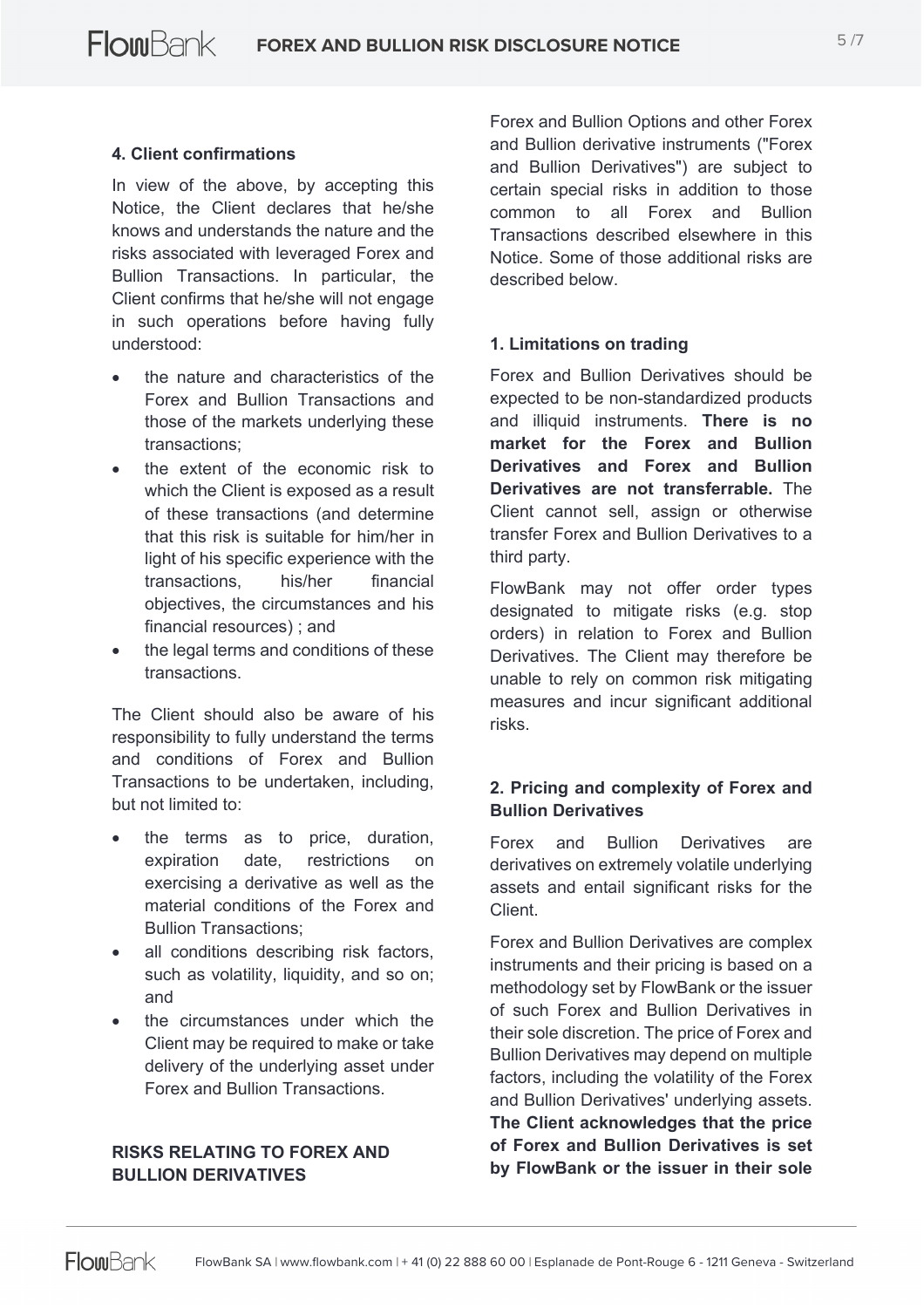#### 4. Client confirmations

In view of the above, by accepting this Notice, the Client declares that he/she knows and understands the nature and the risks associated with leveraged Forex and Bullion Transactions. In particular, the Client confirms that he/she will not engage in such operations before having fully understood:

- the nature and characteristics of the Forex and Bullion Transactions and those of the markets underlying these transactions;
- the extent of the economic risk to which the Client is exposed as a result of these transactions (and determine that this risk is suitable for him/her in light of his specific experience with the transactions, his/her financial objectives, the circumstances and his financial resources) ; and
- the legal terms and conditions of these transactions.

The Client should also be aware of his responsibility to fully understand the terms and conditions of Forex and Bullion Transactions to be undertaken, including, but not limited to:

- the terms as to price, duration, expiration date, restrictions on exercising a derivative as well as the material conditions of the Forex and Bullion Transactions;
- all conditions describing risk factors, such as volatility, liquidity, and so on; and
- the circumstances under which the Client may be required to make or take delivery of the underlying asset under Forex and Bullion Transactions.

### RISKS RELATING TO FOREX AND BULLION DERIVATIVES

Forex and Bullion Options and other Forex and Bullion derivative instruments ("Forex and Bullion Derivatives") are subject to certain special risks in addition to those common to all Forex and Bullion Transactions described elsewhere in this Notice. Some of those additional risks are described below.

#### 1. Limitations on trading

Forex and Bullion Derivatives should be expected to be non-standardized products and illiquid instruments. **There is no market for the Forex and Bullion Derivatives and Forex and Bullion Derivatives are not transferrable.** The Client cannot sell, assign or otherwise transfer Forex and Bullion Derivatives to a third party.

FlowBank may not offer order types designated to mitigate risks (e.g. stop orders) in relation to Forex and Bullion Derivatives. The Client may therefore be unable to rely on common risk mitigating measures and incur significant additional risks.

#### 2. Pricing and complexity of Forex and Bullion Derivatives

Forex and Bullion Derivatives are derivatives on extremely volatile underlying assets and entail significant risks for the Client.

Forex and Bullion Derivatives are complex instruments and their pricing is based on a methodology set by FlowBank or the issuer of such Forex and Bullion Derivatives in their sole discretion. The price of Forex and Bullion Derivatives may depend on multiple factors, including the volatility of the Forex and Bullion Derivatives' underlying assets. **The Client acknowledges that the price of Forex and Bullion Derivatives is set by FlowBank or the issuer in their sole**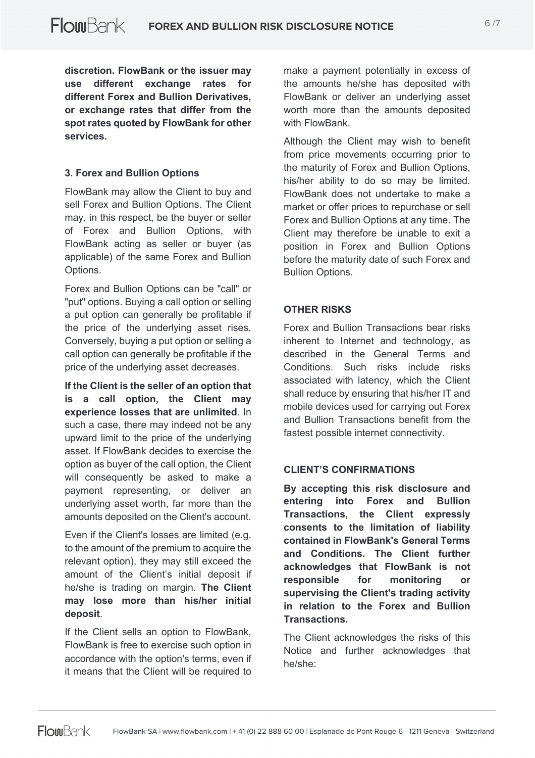**discretion. FlowBank or the issuer may use different exchange rates for different Forex and Bullion Derivatives, or exchange rates that differ from the spot rates quoted by FlowBank for other services.**

### 3. Forex and Bullion Options

FlowBank may allow the Client to buy and sell Forex and Bullion Options. The Client may, in this respect, be the buyer or seller of Forex and Bullion Options, with FlowBank acting as seller or buyer (as applicable) of the same Forex and Bullion Options.

Forex and Bullion Options can be "call" or "put" options. Buying a call option or selling a put option can generally be profitable if the price of the underlying asset rises. Conversely, buying a put option or selling a call option can generally be profitable if the price of the underlying asset decreases.

**If the Client is the seller of an option that is a call option, the Client may experience losses that are unlimited**. In such a case, there may indeed not be any upward limit to the price of the underlying asset. If FlowBank decides to exercise the option as buyer of the call option, the Client will consequently be asked to make a payment representing, or deliver an underlying asset worth, far more than the amounts deposited on the Client's account.

Even if the Client's losses are limited (e.g. to the amount of the premium to acquire the relevant option), they may still exceed the amount of the Client's initial deposit if he/she is trading on margin. **The Client may lose more than his/her initial deposit**.

If the Client sells an option to FlowBank, FlowBank is free to exercise such option in accordance with the option's terms, even if it means that the Client will be required to make a payment potentially in excess of the amounts he/she has deposited with FlowBank or deliver an underlying asset worth more than the amounts deposited with FlowBank.

Although the Client may wish to benefit from price movements occurring prior to the maturity of Forex and Bullion Options, his/her ability to do so may be limited. FlowBank does not undertake to make a market or offer prices to repurchase or sell Forex and Bullion Options at any time. The Client may therefore be unable to exit a position in Forex and Bullion Options before the maturity date of such Forex and Bullion Options.

## OTHER RISKS

Forex and Bullion Transactions bear risks inherent to Internet and technology, as described in the General Terms and Conditions. Such risks include risks associated with latency, which the Client shall reduce by ensuring that his/her IT and mobile devices used for carrying out Forex and Bullion Transactions benefit from the fastest possible internet connectivity.

## CLIENT'S CONFIRMATIONS

**By accepting this risk disclosure and entering into Forex and Bullion Transactions, the Client expressly consents to the limitation of liability contained in FlowBank's General Terms and Conditions. The Client further acknowledges that FlowBank is not responsible for monitoring or supervising the Client's trading activity in relation to the Forex and Bullion Transactions.**

The Client acknowledges the risks of this Notice and further acknowledges that he/she: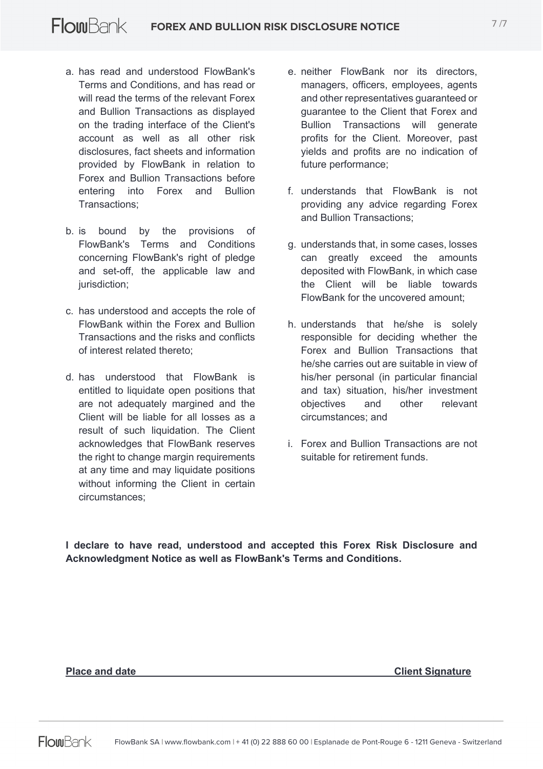a. has read and understood FlowBank's Terms and Conditions, and has read or will read the terms of the relevant Forex and Bullion Transactions as displayed on the trading interface of the Client's account as well as all other risk disclosures, fact sheets and information provided by FlowBank in relation to Forex and Bullion Transactions before entering into Forex and Bullion Transactions;

b. is bound by the provisions of FlowBank's Terms and Conditions concerning FlowBank's right of pledge and set-off, the applicable law and jurisdiction;

c. has understood and accepts the role of FlowBank within the Forex and Bullion Transactions and the risks and conflicts of interest related thereto;

d. has understood that FlowBank is entitled to liquidate open positions that are not adequately margined and the Client will be liable for all losses as a result of such liquidation. The Client acknowledges that FlowBank reserves the right to change margin requirements at any time and may liquidate positions without informing the Client in certain circumstances;

e. neither FlowBank nor its directors, managers, officers, employees, agents and other representatives guaranteed or guarantee to the Client that Forex and Bullion Transactions will generate profits for the Client. Moreover, past yields and profits are no indication of future performance;

f. understands that FlowBank is not providing any advice regarding Forex and Bullion Transactions;

g. understands that, in some cases, losses can greatly exceed the amounts deposited with FlowBank, in which case the Client will be liable towards FlowBank for the uncovered amount;

h. understands that he/she is solely responsible for deciding whether the Forex and Bullion Transactions that he/she carries out are suitable in view of his/her personal (in particular financial and tax) situation, his/her investment objectives and other relevant circumstances; and

i. Forex and Bullion Transactions are not suitable for retirement funds.

**I declare to have read, understood and accepted this Forex Risk Disclosure and Acknowledgment Notice as well as FlowBank's Terms and Conditions.**

**Place and date** **Client Signature**